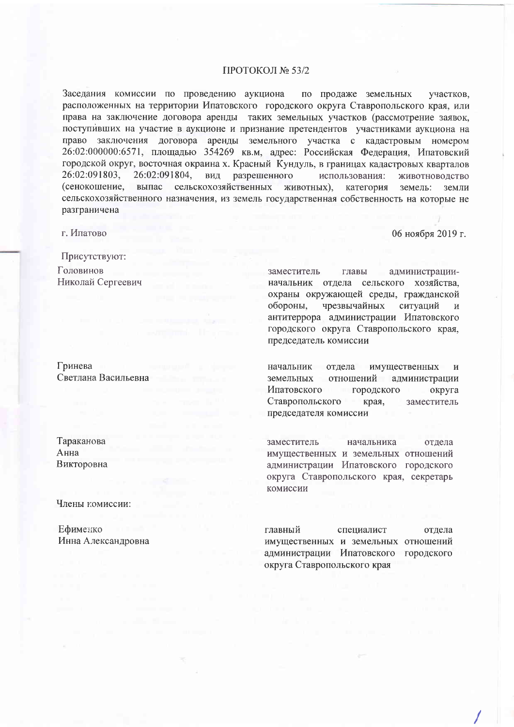# ПРОТОКОЛ № 53/2

Заседания комиссии по проведению аукциона по продаже земельных участков, расположенных на территории Ипатовского городского округа Ставропольского края, или права на заключение договора аренды таких земельных участков (рассмотрение заявок, поступивших на участие в аукционе и признание претендентов участниками аукциона на право заключения договора аренды земельного участка с кадастровым номером 26:02:000000:6571, площадью 354269 кв.м, адрес: Российская Федерация, Ипатовский городской округ, восточная окраина х. Красный Кундуль, в границах кадастровых кварталов 26:02:091803, 26:02:091804, вид разрешенного использования: животноводство (сенокошение, выпас сельскохозяйственных животных), категория земель: земли сельскохозяйственного назначения, из земель государственная собственность на которые не разграничена

г. Ипатово — 06 ноября 2019 г.

Присутствуют:

| | |
|---|---|
| Головинов Николай Сергеевич | заместитель главы администрации-начальник отдела сельского хозяйства, охраны окружающей среды, гражданской обороны, чрезвычайных ситуаций и антитеррора администрации Ипатовского городского округа Ставропольского края, председатель комиссии |
| Гринева Светлана Васильевна | начальник отдела имущественных и земельных отношений администрации Ипатовского городского округа Ставропольского края, заместитель председателя комиссии |
| Тараканова Анна Викторовна | заместитель начальника отдела имущественных и земельных отношений администрации Ипатовского городского округа Ставропольского края, секретарь комиссии |

Члены комиссии:

| | |
|---|---|
| Ефименко Инна Александровна | главный специалист отдела имущественных и земельных отношений администрации Ипатовского городского округа Ставропольского края |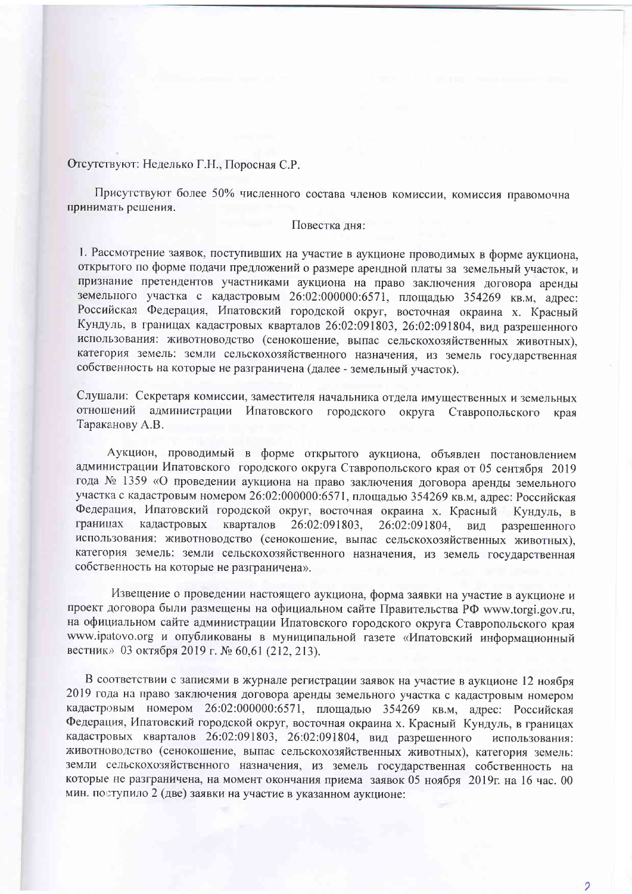Отсутствуют: Неделько Г.Н., Поросная С.Р.

Присутствуют более 50% численного состава членов комиссии, комиссия правомочна принимать решения.

Повестка дня:

1. Рассмотрение заявок, поступивших на участие в аукционе проводимых в форме аукциона, открытого по форме подачи предложений о размере арендной платы за земельный участок, и признание претендентов участниками аукциона на право заключения договора аренды земельного участка с кадастровым 26:02:000000:6571, площадью 354269 кв.м, адрес: Российская Федерация, Ипатовский городской округ, восточная окраина х. Красный Кундуль, в границах кадастровых кварталов 26:02:091803, 26:02:091804, вид разрешенного использования: животноводство (сенокошение, выпас сельскохозяйственных животных), категория земель: земли сельскохозяйственного назначения, из земель государственная собственность на которые не разграничена (далее - земельный участок).

Слушали: Секретаря комиссии, заместителя начальника отдела имущественных и земельных отношений администрации Ипатовского городского округа Ставропольского края Тараканову А.В.

Аукцион, проводимый в форме открытого аукциона, объявлен постановлением администрации Ипатовского городского округа Ставропольского края от 05 сентября 2019 года № 1359 «О проведении аукциона на право заключения договора аренды земельного участка с кадастровым номером 26:02:000000:6571, площадью 354269 кв.м, адрес: Российская Федерация, Ипатовский городской округ, восточная окраина х. Красный Кундуль, в границах кадастровых кварталов 26:02:091803, 26:02:091804, вид разрешенного использования: животноводство (сенокошение, выпас сельскохозяйственных животных), категория земель: земли сельскохозяйственного назначения, из земель государственная собственность на которые не разграничена».

Извещение о проведении настоящего аукциона, форма заявки на участие в аукционе и проект договора были размещены на официальном сайте Правительства РФ www.torgi.gov.ru, на официальном сайте администрации Ипатовского городского округа Ставропольского края www.ipatovo.org и опубликованы в муниципальной газете «Ипатовский информационный вестник» 03 октября 2019 г. № 60,61 (212, 213).

В соответствии с записями в журнале регистрации заявок на участие в аукционе 12 ноября 2019 года на право заключения договора аренды земельного участка с кадастровым номером кадастровым номером 26:02:000000:6571, площадью 354269 кв.м, адрес: Российская Федерация, Ипатовский городской округ, восточная окраина х. Красный Кундуль, в границах кадастровых кварталов 26:02:091803, 26:02:091804, вид разрешенного использования: животноводство (сенокошение, выпас сельскохозяйственных животных), категория земель: земли сельскохозяйственного назначения, из земель государственная собственность на которые не разграничена, на момент окончания приема заявок 05 ноября 2019г. на 16 час. 00 мин. поступило 2 (две) заявки на участие в указанном аукционе: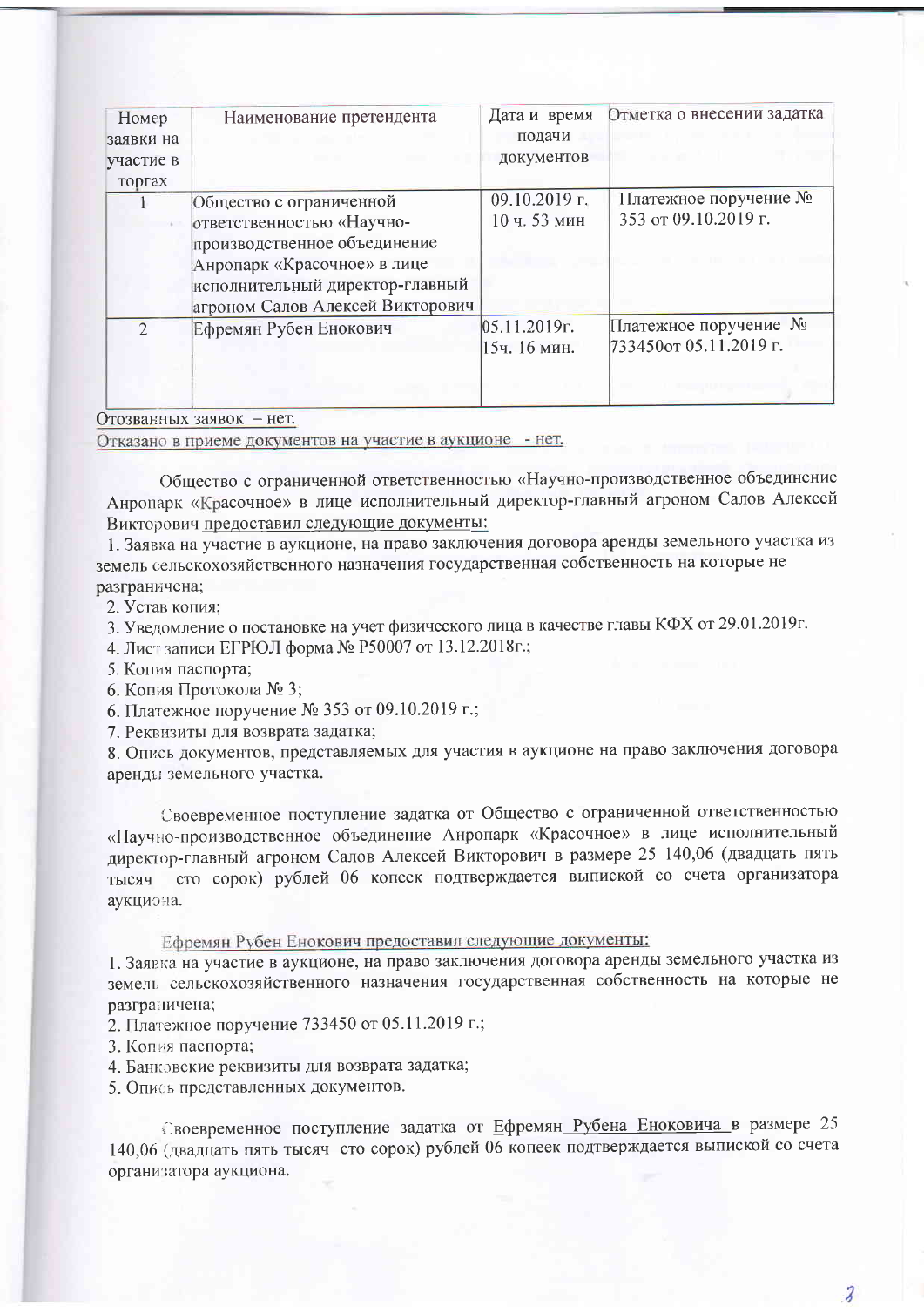| Номер заявки на участие в торгах | Наименование претендента | Дата и время подачи документов | Отметка о внесении задатка |
| --- | --- | --- | --- |
| 1 | Общество с ограниченной ответственностью «Научно-производственное объединение Анропарк «Красочное» в лице исполнительный директор-главный агроном Салов Алексей Викторович | 09.10.2019 г. 10 ч. 53 мин | Платежное поручение № 353 от 09.10.2019 г. |
| 2 | Ефремян Рубен Енокович | 05.11.2019г. 15ч. 16 мин. | Платежное поручение № 733450от 05.11.2019 г. |

Отозванных заявок – нет.

Отказано в приеме документов на участие в аукционе - нет.

Общество с ограниченной ответственностью «Научно-производственное объединение Анропарк «Красочное» в лице исполнительный директор-главный агроном Салов Алексей Викторович предоставил следующие документы:

1. Заявка на участие в аукционе, на право заключения договора аренды земельного участка из земель сельскохозяйственного назначения государственная собственность на которые не разграничена;
2. Устав копия;
3. Уведомление о постановке на учет физического лица в качестве главы КФХ от 29.01.2019г.
4. Лист записи ЕГРЮЛ форма № Р50007 от 13.12.2018г.;
5. Копия паспорта;
6. Копия Протокола № 3;
6. Платежное поручение № 353 от 09.10.2019 г.;
7. Реквизиты для возврата задатка;
8. Опись документов, представляемых для участия в аукционе на право заключения договора аренды земельного участка.

Своевременное поступление задатка от Общество с ограниченной ответственностью «Научно-производственное объединение Анропарк «Красочное» в лице исполнительный директор-главный агроном Салов Алексей Викторович в размере 25 140,06 (двадцать пять тысяч сто сорок) рублей 06 копеек подтверждается выпиской со счета организатора аукциона.

Ефремян Рубен Енокович предоставил следующие документы:

1. Заявка на участие в аукционе, на право заключения договора аренды земельного участка из земель сельскохозяйственного назначения государственная собственность на которые не разграничена;
2. Платежное поручение 733450 от 05.11.2019 г.;
3. Копия паспорта;
4. Банковские реквизиты для возврата задатка;
5. Опись представленных документов.

Своевременное поступление задатка от Ефремян Рубена Еноковича в размере 25 140,06 (двадцать пять тысяч сто сорок) рублей 06 копеек подтверждается выпиской со счета организатора аукциона.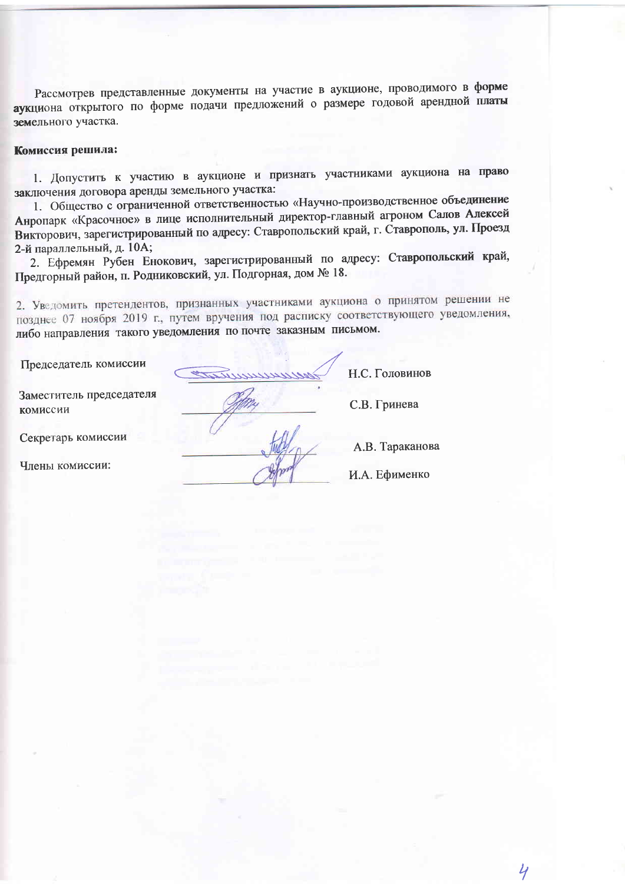Рассмотрев представленные документы на участие в аукционе, проводимого в форме аукциона открытого по форме подачи предложений о размере годовой арендной платы земельного участка.

**Комиссия решила:**

1. Допустить к участию в аукционе и признать участниками аукциона на право заключения договора аренды земельного участка:

   1. Общество с ограниченной ответственностью «Научно-производственное объединение Анропарк «Красочное» в лице исполнительный директор-главный агроном Салов Алексей Викторович, зарегистрированный по адресу: Ставропольский край, г. Ставрополь, ул. Проезд 2-й параллельный, д. 10А;
   2. Ефремян Рубен Енокович, зарегистрированный по адресу: Ставропольский край, Предгорный район, п. Родниковский, ул. Подгорная, дом № 18.

2. Уведомить претендентов, признанных участниками аукциона о принятом решении не позднее 07 ноября 2019 г., путем вручения под расписку соответствующего уведомления, либо направления такого уведомления по почте заказным письмом.

| | | |
|---|---|---|
| Председатель комиссии | _______________ | Н.С. Головинов |
| Заместитель председателя комиссии | _______________ | С.В. Гринева |
| Секретарь комиссии | _______________ | А.В. Тараканова |
| Члены комиссии: | _______________ | И.А. Ефименко |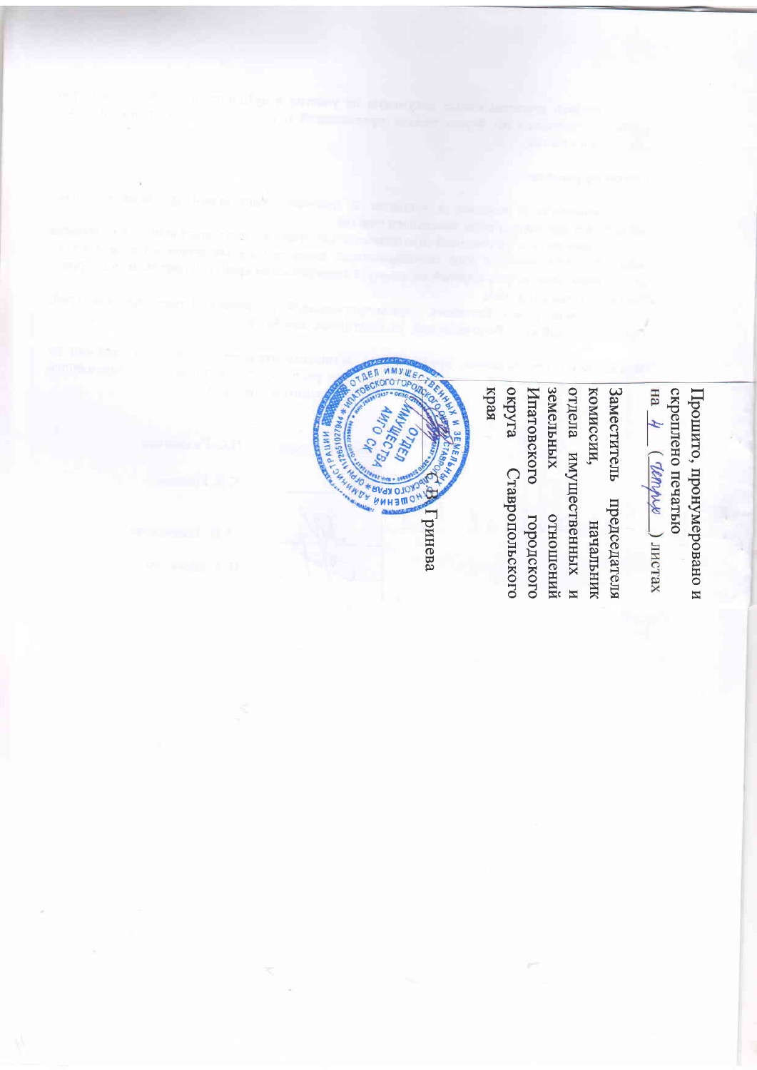Прошито, пронумеровано и скреплено печатью на 4 (четырех) листах

Заместитель председателя комиссии, начальник отдела имущественных и земельных отношений Ипатовского городского округа Ставропольского края

С.В. Гринева